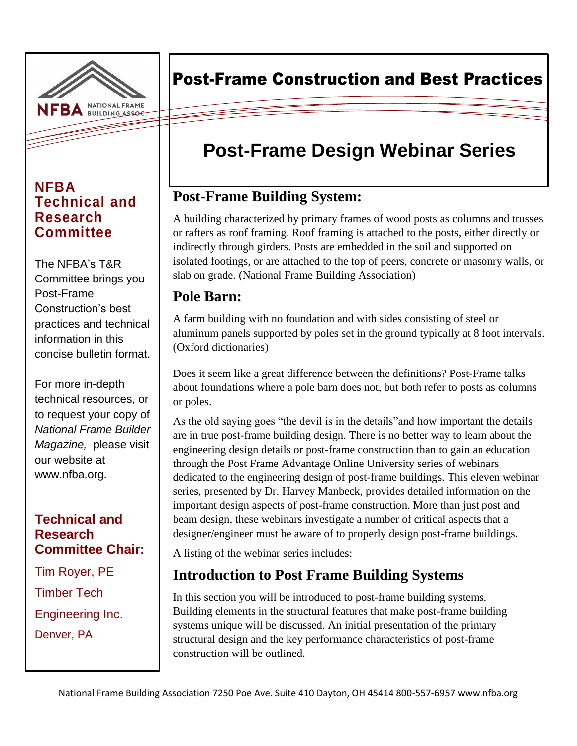# Post-Frame Construction and Best Practices

# Post-Frame Design Webinar Series

## Post-Frame Building System:

A building characterized by primary frames of wood posts as columns and trusses or rafters as roof framing. Roof framing is attached to the posts, either directly or indirectly through girders. Posts are embedded in the soil and supported on isolated footings, or are attached to the top of peers, concrete or masonry walls, or slab on grade. (National Frame Building Association)

## Pole Barn:

A farm building with no foundation and with sides consisting of steel or aluminum panels supported by poles set in the ground typically at 8 foot intervals. (Oxford dictionaries)

Does it seem like a great difference between the definitions? Post-Frame talks about foundations where a pole barn does not, but both refer to posts as columns or poles.

As the old saying goes "the devil is in the details"and how important the details are in true post-frame building design. There is no better way to learn about the engineering design details or post-frame construction than to gain an education through the Post Frame Advantage Online University series of webinars dedicated to the engineering design of post-frame buildings. This eleven webinar series, presented by Dr. Harvey Manbeck, provides detailed information on the important design aspects of post-frame construction. More than just post and beam design, these webinars investigate a number of critical aspects that a designer/engineer must be aware of to properly design post-frame buildings.

A listing of the webinar series includes:

## Introduction to Post Frame Building Systems

In this section you will be introduced to post-frame building systems. Building elements in the structural features that make post-frame building systems unique will be discussed. An initial presentation of the primary structural design and the key performance characteristics of post-frame construction will be outlined.

---

NFBA NATIONAL FRAME BUILDING ASSOC.

### NFBA Technical and Research Committee

The NFBA's T&R Committee brings you Post-Frame Construction's best practices and technical information in this concise bulletin format.

For more in-depth technical resources, or to request your copy of *National Frame Builder Magazine,* please visit our website at www.nfba.org.

### Technical and Research Committee Chair:

Tim Royer, PE

Timber Tech

Engineering Inc.

Denver, PA

---

National Frame Building Association 7250 Poe Ave. Suite 410 Dayton, OH 45414 800-557-6957 www.nfba.org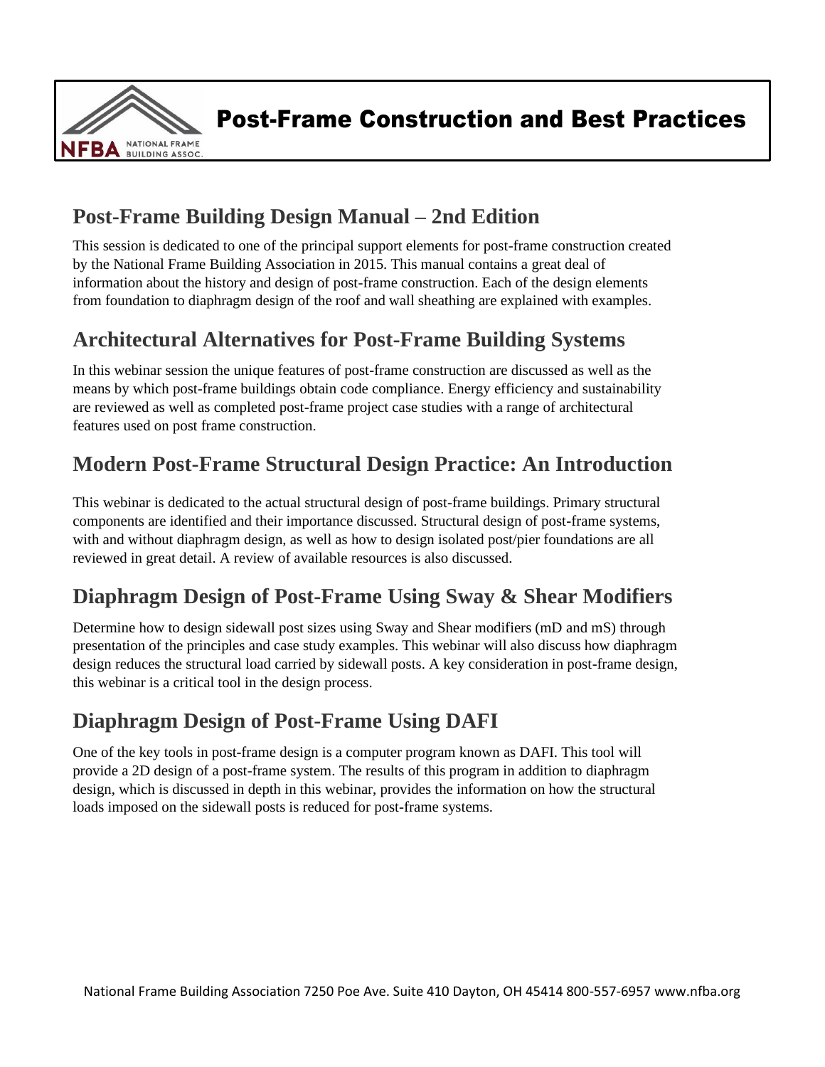# Post-Frame Construction and Best Practices

## Post-Frame Building Design Manual – 2nd Edition

This session is dedicated to one of the principal support elements for post-frame construction created by the National Frame Building Association in 2015. This manual contains a great deal of information about the history and design of post-frame construction. Each of the design elements from foundation to diaphragm design of the roof and wall sheathing are explained with examples.

## Architectural Alternatives for Post-Frame Building Systems

In this webinar session the unique features of post-frame construction are discussed as well as the means by which post-frame buildings obtain code compliance. Energy efficiency and sustainability are reviewed as well as completed post-frame project case studies with a range of architectural features used on post frame construction.

## Modern Post-Frame Structural Design Practice: An Introduction

This webinar is dedicated to the actual structural design of post-frame buildings. Primary structural components are identified and their importance discussed. Structural design of post-frame systems, with and without diaphragm design, as well as how to design isolated post/pier foundations are all reviewed in great detail. A review of available resources is also discussed.

## Diaphragm Design of Post-Frame Using Sway & Shear Modifiers

Determine how to design sidewall post sizes using Sway and Shear modifiers (mD and mS) through presentation of the principles and case study examples. This webinar will also discuss how diaphragm design reduces the structural load carried by sidewall posts. A key consideration in post-frame design, this webinar is a critical tool in the design process.

## Diaphragm Design of Post-Frame Using DAFI

One of the key tools in post-frame design is a computer program known as DAFI. This tool will provide a 2D design of a post-frame system. The results of this program in addition to diaphragm design, which is discussed in depth in this webinar, provides the information on how the structural loads imposed on the sidewall posts is reduced for post-frame systems.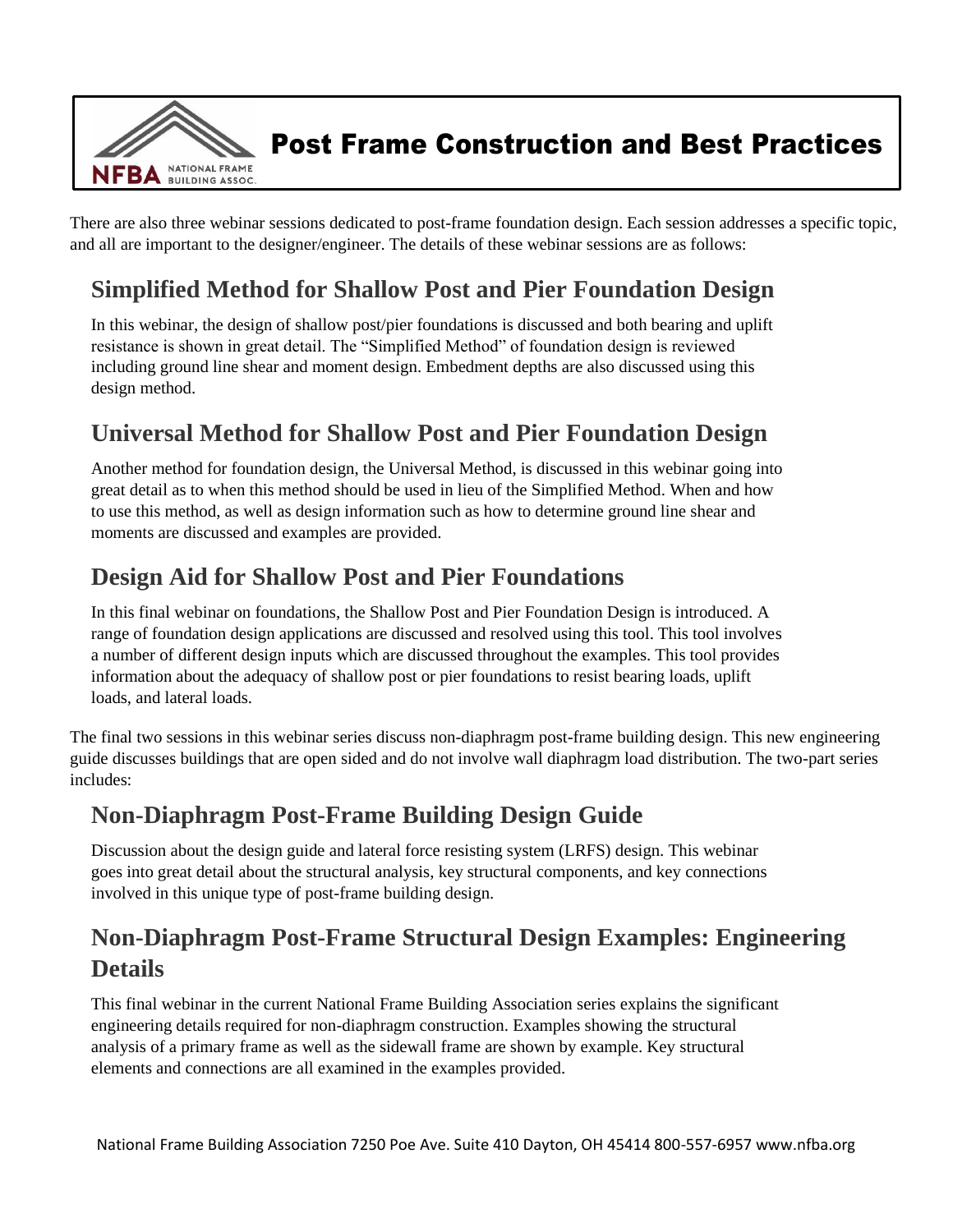There are also three webinar sessions dedicated to post-frame foundation design. Each session addresses a specific topic, and all are important to the designer/engineer. The details of these webinar sessions are as follows:

## Simplified Method for Shallow Post and Pier Foundation Design

In this webinar, the design of shallow post/pier foundations is discussed and both bearing and uplift resistance is shown in great detail. The "Simplified Method" of foundation design is reviewed including ground line shear and moment design. Embedment depths are also discussed using this design method.

## Universal Method for Shallow Post and Pier Foundation Design

Another method for foundation design, the Universal Method, is discussed in this webinar going into great detail as to when this method should be used in lieu of the Simplified Method. When and how to use this method, as well as design information such as how to determine ground line shear and moments are discussed and examples are provided.

## Design Aid for Shallow Post and Pier Foundations

In this final webinar on foundations, the Shallow Post and Pier Foundation Design is introduced. A range of foundation design applications are discussed and resolved using this tool. This tool involves a number of different design inputs which are discussed throughout the examples. This tool provides information about the adequacy of shallow post or pier foundations to resist bearing loads, uplift loads, and lateral loads.

The final two sessions in this webinar series discuss non-diaphragm post-frame building design. This new engineering guide discusses buildings that are open sided and do not involve wall diaphragm load distribution. The two-part series includes:

## Non-Diaphragm Post-Frame Building Design Guide

Discussion about the design guide and lateral force resisting system (LRFS) design. This webinar goes into great detail about the structural analysis, key structural components, and key connections involved in this unique type of post-frame building design.

## Non-Diaphragm Post-Frame Structural Design Examples: Engineering Details

This final webinar in the current National Frame Building Association series explains the significant engineering details required for non-diaphragm construction. Examples showing the structural analysis of a primary frame as well as the sidewall frame are shown by example. Key structural elements and connections are all examined in the examples provided.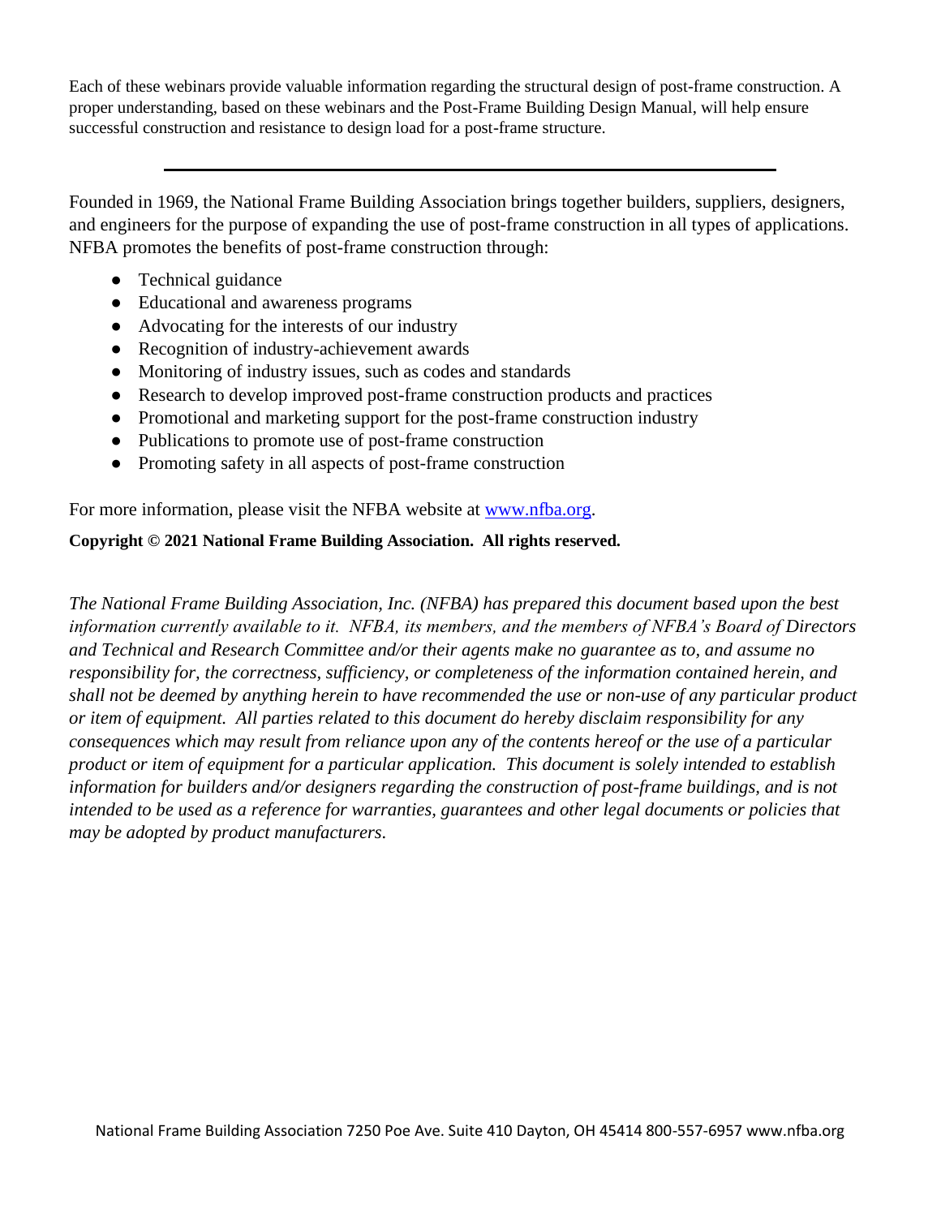Each of these webinars provide valuable information regarding the structural design of post-frame construction. A proper understanding, based on these webinars and the Post-Frame Building Design Manual, will help ensure successful construction and resistance to design load for a post-frame structure.

---

Founded in 1969, the National Frame Building Association brings together builders, suppliers, designers, and engineers for the purpose of expanding the use of post-frame construction in all types of applications. NFBA promotes the benefits of post-frame construction through:

- Technical guidance
- Educational and awareness programs
- Advocating for the interests of our industry
- Recognition of industry-achievement awards
- Monitoring of industry issues, such as codes and standards
- Research to develop improved post-frame construction products and practices
- Promotional and marketing support for the post-frame construction industry
- Publications to promote use of post-frame construction
- Promoting safety in all aspects of post-frame construction

For more information, please visit the NFBA website at [www.nfba.org](http://www.nfba.org).

**Copyright © 2021 National Frame Building Association. All rights reserved.**

*The National Frame Building Association, Inc. (NFBA) has prepared this document based upon the best information currently available to it. NFBA, its members, and the members of NFBA's Board of Directors and Technical and Research Committee and/or their agents make no guarantee as to, and assume no responsibility for, the correctness, sufficiency, or completeness of the information contained herein, and shall not be deemed by anything herein to have recommended the use or non-use of any particular product or item of equipment. All parties related to this document do hereby disclaim responsibility for any consequences which may result from reliance upon any of the contents hereof or the use of a particular product or item of equipment for a particular application. This document is solely intended to establish information for builders and/or designers regarding the construction of post-frame buildings, and is not intended to be used as a reference for warranties, guarantees and other legal documents or policies that may be adopted by product manufacturers.*